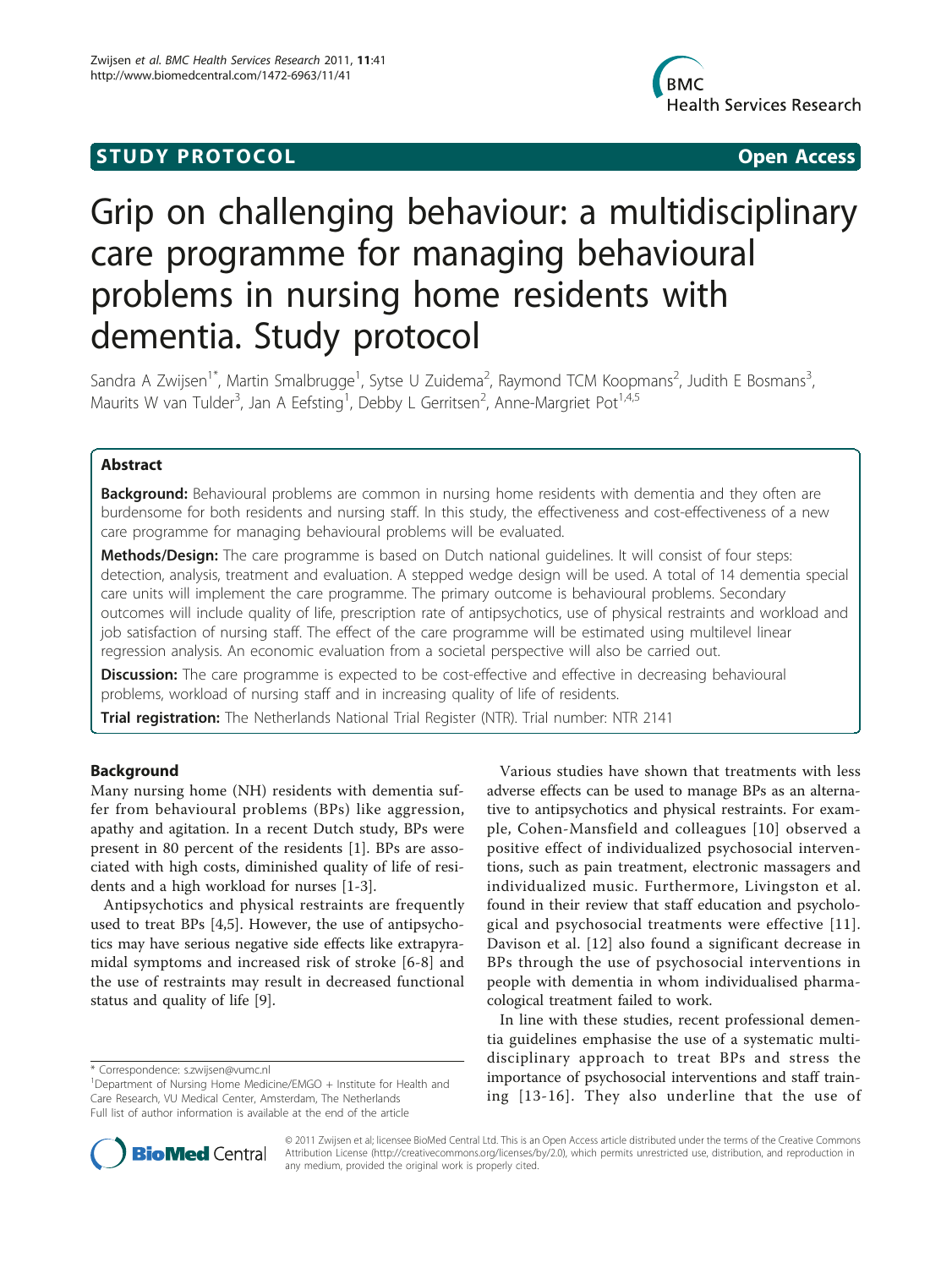STUDY PROTOCOL Open Access

# Grip on challenging behaviour: a multidisciplinary care programme for managing behavioural problems in nursing home residents with dementia. Study protocol

Sandra A Zwijsen[1*], Martin Smalbrugge[1], Sytse U Zuidema[2], Raymond TCM Koopmans[2], Judith E Bosmans[3], Maurits W van Tulder[3], Jan A Eefsting[1], Debby L Gerritsen[2], Anne-Margriet Pot[1,4,5]

## Abstract

**Background:** Behavioural problems are common in nursing home residents with dementia and they often are burdensome for both residents and nursing staff. In this study, the effectiveness and cost-effectiveness of a new care programme for managing behavioural problems will be evaluated.

**Methods/Design:** The care programme is based on Dutch national guidelines. It will consist of four steps: detection, analysis, treatment and evaluation. A stepped wedge design will be used. A total of 14 dementia special care units will implement the care programme. The primary outcome is behavioural problems. Secondary outcomes will include quality of life, prescription rate of antipsychotics, use of physical restraints and workload and job satisfaction of nursing staff. The effect of the care programme will be estimated using multilevel linear regression analysis. An economic evaluation from a societal perspective will also be carried out.

**Discussion:** The care programme is expected to be cost-effective and effective in decreasing behavioural problems, workload of nursing staff and in increasing quality of life of residents.

**Trial registration:** The Netherlands National Trial Register (NTR). Trial number: NTR 2141

## Background

Many nursing home (NH) residents with dementia suffer from behavioural problems (BPs) like aggression, apathy and agitation. In a recent Dutch study, BPs were present in 80 percent of the residents [1]. BPs are associated with high costs, diminished quality of life of residents and a high workload for nurses [1-3].

Antipsychotics and physical restraints are frequently used to treat BPs [4,5]. However, the use of antipsychotics may have serious negative side effects like extrapyramidal symptoms and increased risk of stroke [6-8] and the use of restraints may result in decreased functional status and quality of life [9].

Various studies have shown that treatments with less adverse effects can be used to manage BPs as an alternative to antipsychotics and physical restraints. For example, Cohen-Mansfield and colleagues [10] observed a positive effect of individualized psychosocial interventions, such as pain treatment, electronic massagers and individualized music. Furthermore, Livingston et al. found in their review that staff education and psychological and psychosocial treatments were effective [11]. Davison et al. [12] also found a significant decrease in BPs through the use of psychosocial interventions in people with dementia in whom individualised pharmacological treatment failed to work.

In line with these studies, recent professional dementia guidelines emphasise the use of a systematic multidisciplinary approach to treat BPs and stress the importance of psychosocial interventions and staff training [13-16]. They also underline that the use of

\* Correspondence: s.zwijsen@vumc.nl

[1]Department of Nursing Home Medicine/EMGO + Institute for Health and Care Research, VU Medical Center, Amsterdam, The Netherlands

Full list of author information is available at the end of the article

© 2011 Zwijsen et al; licensee BioMed Central Ltd. This is an Open Access article distributed under the terms of the Creative Commons Attribution License (http://creativecommons.org/licenses/by/2.0), which permits unrestricted use, distribution, and reproduction in any medium, provided the original work is properly cited.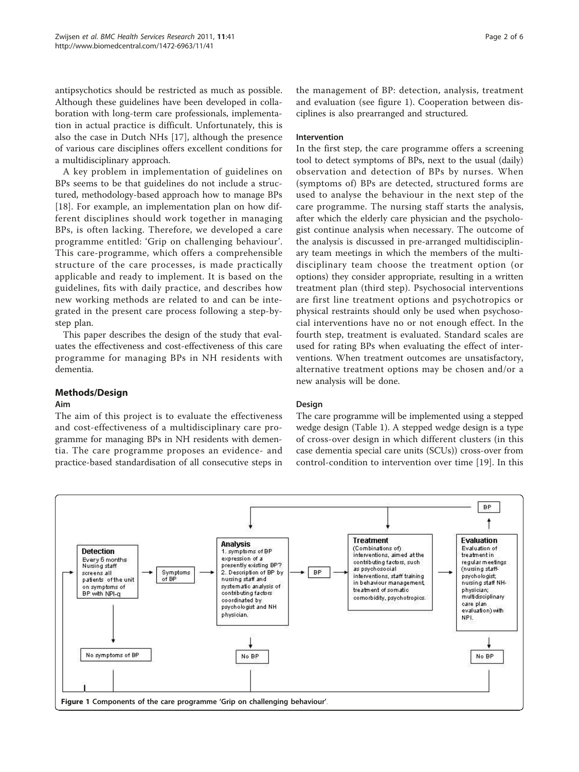antipsychotics should be restricted as much as possible. Although these guidelines have been developed in collaboration with long-term care professionals, implementation in actual practice is difficult. Unfortunately, this is also the case in Dutch NHs [17], although the presence of various care disciplines offers excellent conditions for a multidisciplinary approach.

A key problem in implementation of guidelines on BPs seems to be that guidelines do not include a structured, methodology-based approach how to manage BPs [18]. For example, an implementation plan on how different disciplines should work together in managing BPs, is often lacking. Therefore, we developed a care programme entitled: 'Grip on challenging behaviour'. This care-programme, which offers a comprehensible structure of the care processes, is made practically applicable and ready to implement. It is based on the guidelines, fits with daily practice, and describes how new working methods are related to and can be integrated in the present care process following a step-by-step plan.

This paper describes the design of the study that evaluates the effectiveness and cost-effectiveness of this care programme for managing BPs in NH residents with dementia.

## Methods/Design

### Aim

The aim of this project is to evaluate the effectiveness and cost-effectiveness of a multidisciplinary care programme for managing BPs in NH residents with dementia. The care programme proposes an evidence- and practice-based standardisation of all consecutive steps in the management of BP: detection, analysis, treatment and evaluation (see figure 1). Cooperation between disciplines is also prearranged and structured.

### Intervention

In the first step, the care programme offers a screening tool to detect symptoms of BPs, next to the usual (daily) observation and detection of BPs by nurses. When (symptoms of) BPs are detected, structured forms are used to analyse the behaviour in the next step of the care programme. The nursing staff starts the analysis, after which the elderly care physician and the psychologist continue analysis when necessary. The outcome of the analysis is discussed in pre-arranged multidisciplinary team meetings in which the members of the multidisciplinary team choose the treatment option (or options) they consider appropriate, resulting in a written treatment plan (third step). Psychosocial interventions are first line treatment options and psychotropics or physical restraints should only be used when psychosocial interventions have no or not enough effect. In the fourth step, treatment is evaluated. Standard scales are used for rating BPs when evaluating the effect of interventions. When treatment outcomes are unsatisfactory, alternative treatment options may be chosen and/or a new analysis will be done.

### Design

The care programme will be implemented using a stepped wedge design (Table 1). A stepped wedge design is a type of cross-over design in which different clusters (in this case dementia special care units (SCUs)) cross-over from control-condition to intervention over time [19]. In this

**Detection**
Every 6 months Nursing staff screens all patients of the unit on symptoms of BP with NPI-q

Symptoms of BP

**Analysis**
1. symptoms of BP expression of a presently existing BP?
2. Description of BP by nursing staff and systematic analysis of contributing factors coordinated by psychologist and NH physician.

BP

**Treatment**
(Combinations of) interventions, aimed at the contributing factors, such as psychosocial interventions, staff training in behaviour management, treatment of somatic comorbidity, psychotropics.

**Evaluation**
Evaluation of treatment in regular meetings (nursing staff-psychologist; nursing staff NH-physician; multidisciplinary care plan evaluation) with NPI.

BP

No symptoms of BP

No BP

No BP

**Figure 1 Components of the care programme 'Grip on challenging behaviour'**.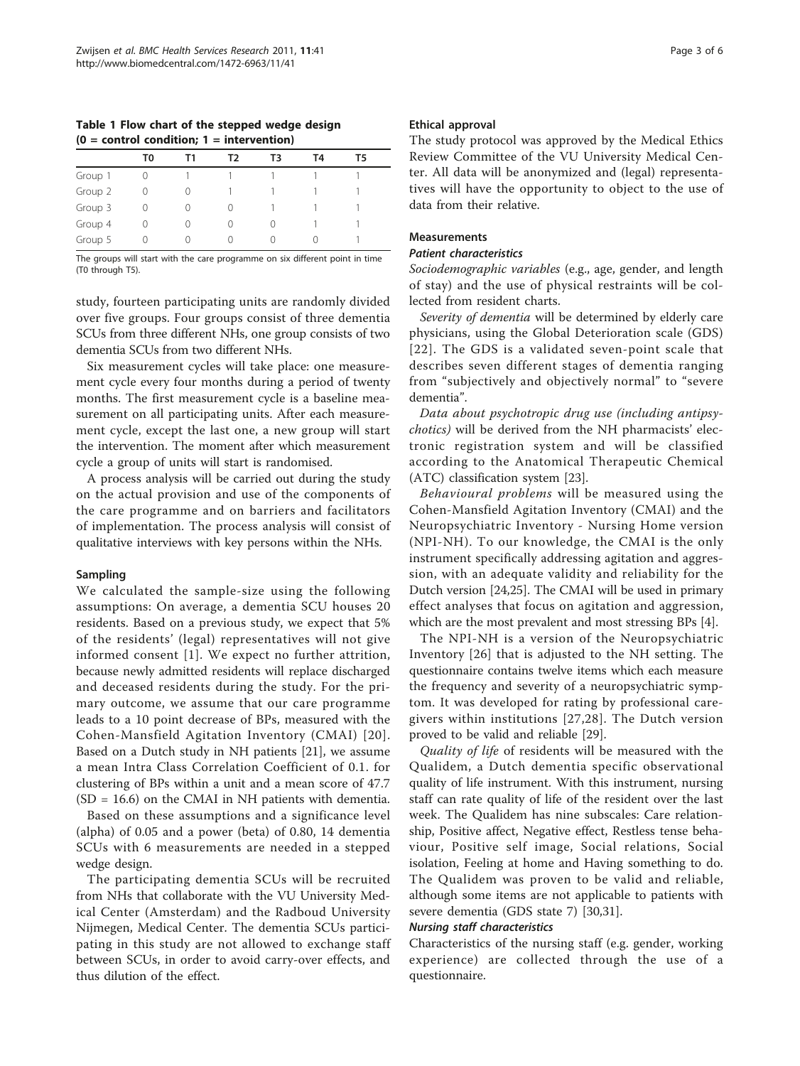Table 1 Flow chart of the stepped wedge design (0 = control condition; 1 = intervention)

| | T0 | T1 | T2 | T3 | T4 | T5 |
|---|---|---|---|---|---|---|
| Group 1 | 0 | 1 | 1 | 1 | 1 | 1 |
| Group 2 | 0 | 0 | 1 | 1 | 1 | 1 |
| Group 3 | 0 | 0 | 0 | 1 | 1 | 1 |
| Group 4 | 0 | 0 | 0 | 0 | 1 | 1 |
| Group 5 | 0 | 0 | 0 | 0 | 0 | 1 |

The groups will start with the care programme on six different point in time (T0 through T5).

study, fourteen participating units are randomly divided over five groups. Four groups consist of three dementia SCUs from three different NHs, one group consists of two dementia SCUs from two different NHs.

Six measurement cycles will take place: one measurement cycle every four months during a period of twenty months. The first measurement cycle is a baseline measurement on all participating units. After each measurement cycle, except the last one, a new group will start the intervention. The moment after which measurement cycle a group of units will start is randomised.

A process analysis will be carried out during the study on the actual provision and use of the components of the care programme and on barriers and facilitators of implementation. The process analysis will consist of qualitative interviews with key persons within the NHs.

### Sampling

We calculated the sample-size using the following assumptions: On average, a dementia SCU houses 20 residents. Based on a previous study, we expect that 5% of the residents' (legal) representatives will not give informed consent [1]. We expect no further attrition, because newly admitted residents will replace discharged and deceased residents during the study. For the primary outcome, we assume that our care programme leads to a 10 point decrease of BPs, measured with the Cohen-Mansfield Agitation Inventory (CMAI) [20]. Based on a Dutch study in NH patients [21], we assume a mean Intra Class Correlation Coefficient of 0.1. for clustering of BPs within a unit and a mean score of 47.7 (SD = 16.6) on the CMAI in NH patients with dementia.

Based on these assumptions and a significance level (alpha) of 0.05 and a power (beta) of 0.80, 14 dementia SCUs with 6 measurements are needed in a stepped wedge design.

The participating dementia SCUs will be recruited from NHs that collaborate with the VU University Medical Center (Amsterdam) and the Radboud University Nijmegen, Medical Center. The dementia SCUs participating in this study are not allowed to exchange staff between SCUs, in order to avoid carry-over effects, and thus dilution of the effect.

### Ethical approval

The study protocol was approved by the Medical Ethics Review Committee of the VU University Medical Center. All data will be anonymized and (legal) representatives will have the opportunity to object to the use of data from their relative.

### Measurements

#### Patient characteristics

*Sociodemographic variables* (e.g., age, gender, and length of stay) and the use of physical restraints will be collected from resident charts.

*Severity of dementia* will be determined by elderly care physicians, using the Global Deterioration scale (GDS) [22]. The GDS is a validated seven-point scale that describes seven different stages of dementia ranging from "subjectively and objectively normal" to "severe dementia".

*Data about psychotropic drug use (including antipsychotics)* will be derived from the NH pharmacists' electronic registration system and will be classified according to the Anatomical Therapeutic Chemical (ATC) classification system [23].

*Behavioural problems* will be measured using the Cohen-Mansfield Agitation Inventory (CMAI) and the Neuropsychiatric Inventory - Nursing Home version (NPI-NH). To our knowledge, the CMAI is the only instrument specifically addressing agitation and aggression, with an adequate validity and reliability for the Dutch version [24,25]. The CMAI will be used in primary effect analyses that focus on agitation and aggression, which are the most prevalent and most stressing BPs [4].

The NPI-NH is a version of the Neuropsychiatric Inventory [26] that is adjusted to the NH setting. The questionnaire contains twelve items which each measure the frequency and severity of a neuropsychiatric symptom. It was developed for rating by professional caregivers within institutions [27,28]. The Dutch version proved to be valid and reliable [29].

*Quality of life* of residents will be measured with the Qualidem, a Dutch dementia specific observational quality of life instrument. With this instrument, nursing staff can rate quality of life of the resident over the last week. The Qualidem has nine subscales: Care relationship, Positive affect, Negative effect, Restless tense behaviour, Positive self image, Social relations, Social isolation, Feeling at home and Having something to do. The Qualidem was proven to be valid and reliable, although some items are not applicable to patients with severe dementia (GDS state 7) [30,31].

#### Nursing staff characteristics

Characteristics of the nursing staff (e.g. gender, working experience) are collected through the use of a questionnaire.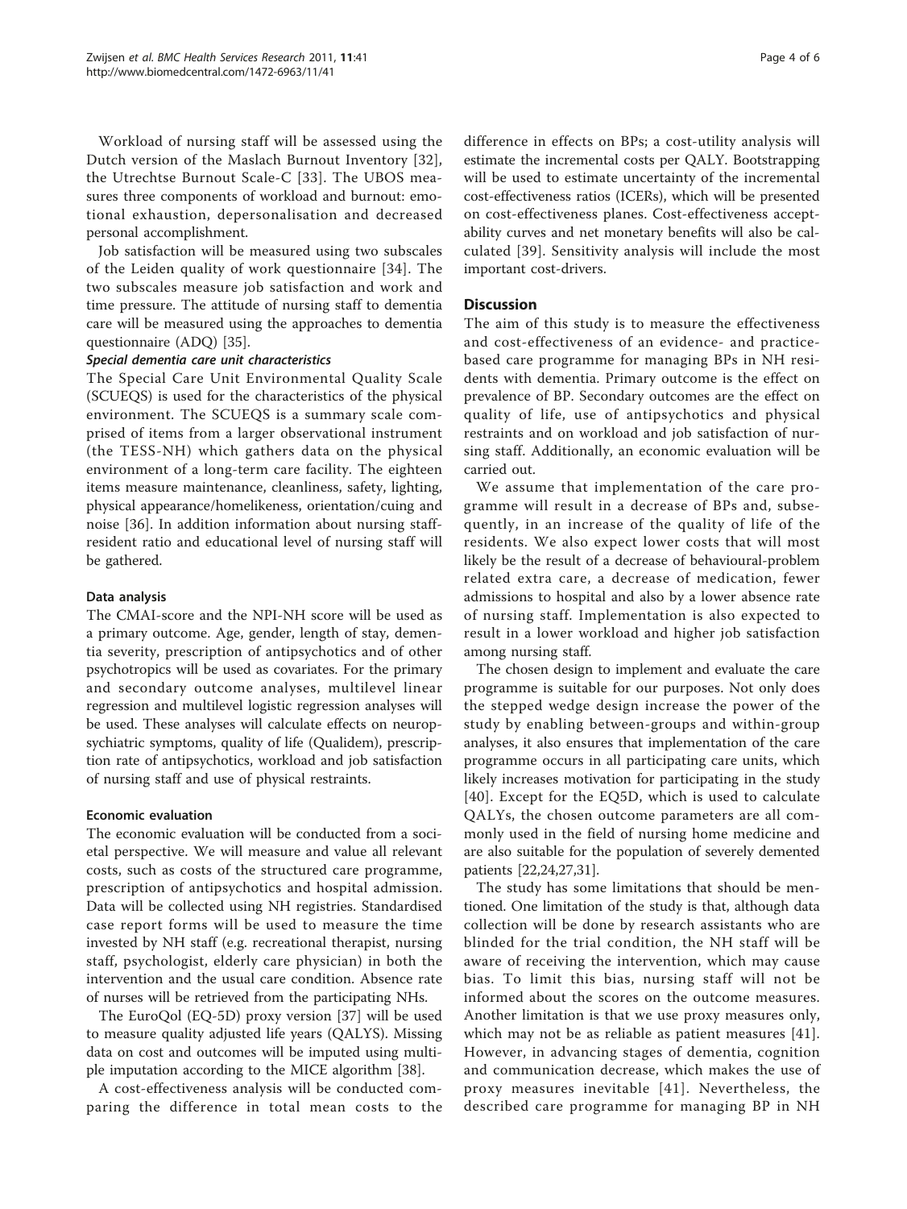Workload of nursing staff will be assessed using the Dutch version of the Maslach Burnout Inventory [32], the Utrechtse Burnout Scale-C [33]. The UBOS measures three components of workload and burnout: emotional exhaustion, depersonalisation and decreased personal accomplishment.

Job satisfaction will be measured using two subscales of the Leiden quality of work questionnaire [34]. The two subscales measure job satisfaction and work and time pressure. The attitude of nursing staff to dementia care will be measured using the approaches to dementia questionnaire (ADQ) [35].

#### *Special dementia care unit characteristics*

The Special Care Unit Environmental Quality Scale (SCUEQS) is used for the characteristics of the physical environment. The SCUEQS is a summary scale comprised of items from a larger observational instrument (the TESS-NH) which gathers data on the physical environment of a long-term care facility. The eighteen items measure maintenance, cleanliness, safety, lighting, physical appearance/homelikeness, orientation/cuing and noise [36]. In addition information about nursing staff-resident ratio and educational level of nursing staff will be gathered.

### Data analysis

The CMAI-score and the NPI-NH score will be used as a primary outcome. Age, gender, length of stay, dementia severity, prescription of antipsychotics and of other psychotropics will be used as covariates. For the primary and secondary outcome analyses, multilevel linear regression and multilevel logistic regression analyses will be used. These analyses will calculate effects on neuropsychiatric symptoms, quality of life (Qualidem), prescription rate of antipsychotics, workload and job satisfaction of nursing staff and use of physical restraints.

### Economic evaluation

The economic evaluation will be conducted from a societal perspective. We will measure and value all relevant costs, such as costs of the structured care programme, prescription of antipsychotics and hospital admission. Data will be collected using NH registries. Standardised case report forms will be used to measure the time invested by NH staff (e.g. recreational therapist, nursing staff, psychologist, elderly care physician) in both the intervention and the usual care condition. Absence rate of nurses will be retrieved from the participating NHs.

The EuroQol (EQ-5D) proxy version [37] will be used to measure quality adjusted life years (QALYS). Missing data on cost and outcomes will be imputed using multiple imputation according to the MICE algorithm [38].

A cost-effectiveness analysis will be conducted comparing the difference in total mean costs to the difference in effects on BPs; a cost-utility analysis will estimate the incremental costs per QALY. Bootstrapping will be used to estimate uncertainty of the incremental cost-effectiveness ratios (ICERs), which will be presented on cost-effectiveness planes. Cost-effectiveness acceptability curves and net monetary benefits will also be calculated [39]. Sensitivity analysis will include the most important cost-drivers.

## Discussion

The aim of this study is to measure the effectiveness and cost-effectiveness of an evidence- and practice-based care programme for managing BPs in NH residents with dementia. Primary outcome is the effect on prevalence of BP. Secondary outcomes are the effect on quality of life, use of antipsychotics and physical restraints and on workload and job satisfaction of nursing staff. Additionally, an economic evaluation will be carried out.

We assume that implementation of the care programme will result in a decrease of BPs and, subsequently, in an increase of the quality of life of the residents. We also expect lower costs that will most likely be the result of a decrease of behavioural-problem related extra care, a decrease of medication, fewer admissions to hospital and also by a lower absence rate of nursing staff. Implementation is also expected to result in a lower workload and higher job satisfaction among nursing staff.

The chosen design to implement and evaluate the care programme is suitable for our purposes. Not only does the stepped wedge design increase the power of the study by enabling between-groups and within-group analyses, it also ensures that implementation of the care programme occurs in all participating care units, which likely increases motivation for participating in the study [40]. Except for the EQ5D, which is used to calculate QALYs, the chosen outcome parameters are all commonly used in the field of nursing home medicine and are also suitable for the population of severely demented patients [22,24,27,31].

The study has some limitations that should be mentioned. One limitation of the study is that, although data collection will be done by research assistants who are blinded for the trial condition, the NH staff will be aware of receiving the intervention, which may cause bias. To limit this bias, nursing staff will not be informed about the scores on the outcome measures. Another limitation is that we use proxy measures only, which may not be as reliable as patient measures [41]. However, in advancing stages of dementia, cognition and communication decrease, which makes the use of proxy measures inevitable [41]. Nevertheless, the described care programme for managing BP in NH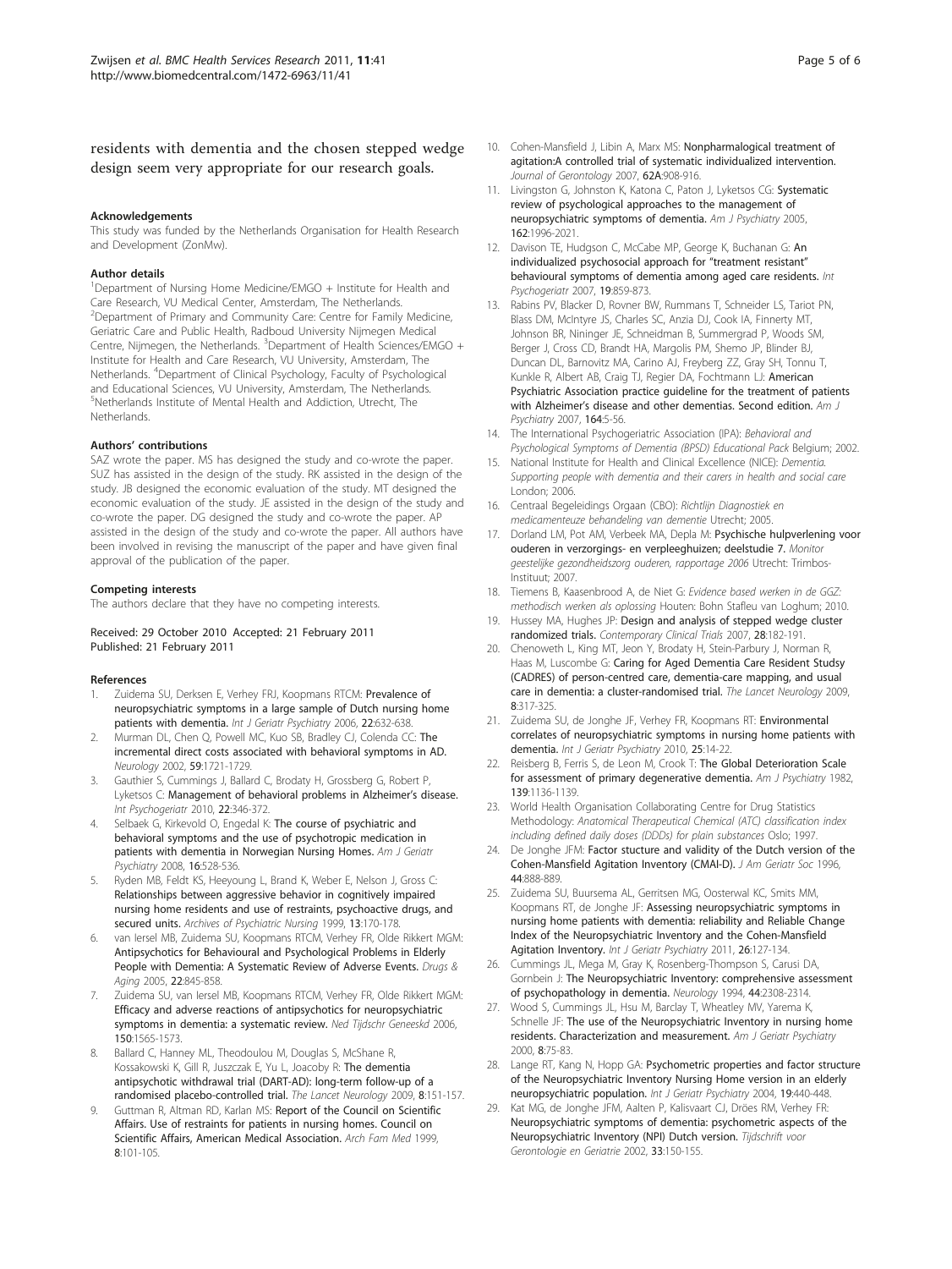residents with dementia and the chosen stepped wedge design seem very appropriate for our research goals.

### Acknowledgements

This study was funded by the Netherlands Organisation for Health Research and Development (ZonMw).

### Author details

[1]Department of Nursing Home Medicine/EMGO + Institute for Health and Care Research, VU Medical Center, Amsterdam, The Netherlands. [2]Department of Primary and Community Care: Centre for Family Medicine, Geriatric Care and Public Health, Radboud University Nijmegen Medical Centre, Nijmegen, the Netherlands. [3]Department of Health Sciences/EMGO + Institute for Health and Care Research, VU University, Amsterdam, The Netherlands. [4]Department of Clinical Psychology, Faculty of Psychological and Educational Sciences, VU University, Amsterdam, The Netherlands. [5]Netherlands Institute of Mental Health and Addiction, Utrecht, The Netherlands.

### Authors' contributions

SAZ wrote the paper. MS has designed the study and co-wrote the paper. SUZ has assisted in the design of the study. RK assisted in the design of the study. JB designed the economic evaluation of the study. MT designed the economic evaluation of the study. JE assisted in the design of the study and co-wrote the paper. DG designed the study and co-wrote the paper. AP assisted in the design of the study and co-wrote the paper. All authors have been involved in revising the manuscript of the paper and have given final approval of the publication of the paper.

### Competing interests

The authors declare that they have no competing interests.

Received: 29 October 2010 Accepted: 21 February 2011
Published: 21 February 2011

### References

1. Zuidema SU, Derksen E, Verhey FRJ, Koopmans RTCM: **Prevalence of neuropsychiatric symptoms in a large sample of Dutch nursing home patients with dementia.** *Int J Geriatr Psychiatry* 2006, **22**:632-638.
2. Murman DL, Chen Q, Powell MC, Kuo SB, Bradley CJ, Colenda CC: **The incremental direct costs associated with behavioral symptoms in AD.** *Neurology* 2002, **59**:1721-1729.
3. Gauthier S, Cummings J, Ballard C, Brodaty H, Grossberg G, Robert P, Lyketsos C: **Management of behavioral problems in Alzheimer's disease.** *Int Psychogeriatr* 2010, **22**:346-372.
4. Selbaek G, Kirkevold O, Engedal K: **The course of psychiatric and behavioral symptoms and the use of psychotropic medication in patients with dementia in Norwegian Nursing Homes.** *Am J Geriatr Psychiatry* 2008, **16**:528-536.
5. Ryden MB, Feldt KS, Heeyoung L, Brand K, Weber E, Nelson J, Gross C: **Relationships between aggressive behavior in cognitively impaired nursing home residents and use of restraints, psychoactive drugs, and secured units.** *Archives of Psychiatric Nursing* 1999, **13**:170-178.
6. van Iersel MB, Zuidema SU, Koopmans RTCM, Verhey FR, Olde Rikkert MGM: **Antipsychotics for Behavioural and Psychological Problems in Elderly People with Dementia: A Systematic Review of Adverse Events.** *Drugs & Aging* 2005, **22**:845-858.
7. Zuidema SU, van Iersel MB, Koopmans RTCM, Verhey FR, Olde Rikkert MGM: **Efficacy and adverse reactions of antipsychotics for neuropsychiatric symptoms in dementia: a systematic review.** *Ned Tijdschr Geneeskd* 2006, **150**:1565-1573.
8. Ballard C, Hanney ML, Theodoulou M, Douglas S, McShane R, Kossakowski K, Gill R, Juszczak E, Yu L, Joacoby R: **The dementia antipsychotic withdrawal trial (DART-AD): long-term follow-up of a randomised placebo-controlled trial.** *The Lancet Neurology* 2009, **8**:151-157.
9. Guttman R, Altman RD, Karlan MS: **Report of the Council on Scientific Affairs. Use of restraints for patients in nursing homes. Council on Scientific Affairs, American Medical Association.** *Arch Fam Med* 1999, **8**:101-105.
10. Cohen-Mansfield J, Libin A, Marx MS: **Nonpharmalogical treatment of agitation:A controlled trial of systematic individualized intervention.** *Journal of Gerontology* 2007, **62A**:908-916.
11. Livingston G, Johnston K, Katona C, Paton J, Lyketsos CG: **Systematic review of psychological approaches to the management of neuropsychiatric symptoms of dementia.** *Am J Psychiatry* 2005, **162**:1996-2021.
12. Davison TE, Hudgson C, McCabe MP, George K, Buchanan G: **An individualized psychosocial approach for "treatment resistant" behavioural symptoms of dementia among aged care residents.** *Int Psychogeriatr* 2007, **19**:859-873.
13. Rabins PV, Blacker D, Rovner BW, Rummans T, Schneider LS, Tariot PN, Blass DM, McIntyre JS, Charles SC, Anzia DJ, Cook IA, Finnerty MT, Johnson BR, Nininger JE, Schneidman B, Summergrad P, Woods SM, Berger J, Cross CD, Brandt HA, Margolis PM, Shemo JP, Blinder BJ, Duncan DL, Barnovitz MA, Carino AJ, Freyberg ZZ, Gray SH, Tonnu T, Kunkle R, Albert AB, Craig TJ, Regier DA, Fochtmann LJ: **American Psychiatric Association practice guideline for the treatment of patients with Alzheimer's disease and other dementias. Second edition.** *Am J Psychiatry* 2007, **164**:5-56.
14. The International Psychogeriatric Association (IPA): *Behavioral and Psychological Symptoms of Dementia (BPSD) Educational Pack* Belgium; 2002.
15. National Institute for Health and Clinical Excellence (NICE): *Dementia. Supporting people with dementia and their carers in health and social care* London; 2006.
16. Centraal Begeleidings Orgaan (CBO): *Richtlijn Diagnostiek en medicamenteuze behandeling van dementie* Utrecht; 2005.
17. Dorland LM, Pot AM, Verbeek MA, Depla M: **Psychische hulpverlening voor ouderen in verzorgings- en verpleeghuizen; deelstudie 7.** *Monitor geestelijke gezondheidszorg ouderen, rapportage 2006* Utrecht: Trimbos-Instituut; 2007.
18. Tiemens B, Kaasenbrood A, de Niet G: *Evidence based werken in de GGZ: methodisch werken als oplossing* Houten: Bohn Stafleu van Loghum; 2010.
19. Hussey MA, Hughes JP: **Design and analysis of stepped wedge cluster randomized trials.** *Contemporary Clinical Trials* 2007, **28**:182-191.
20. Chenoweth L, King MT, Jeon Y, Brodaty H, Stein-Parbury J, Norman R, Haas M, Luscombe G: **Caring for Aged Dementia Care Resident Studsy (CADRES) of person-centred care, dementia-care mapping, and usual care in dementia: a cluster-randomised trial.** *The Lancet Neurology* 2009, **8**:317-325.
21. Zuidema SU, de Jonghe JF, Verhey FR, Koopmans RT: **Environmental correlates of neuropsychiatric symptoms in nursing home patients with dementia.** *Int J Geriatr Psychiatry* 2010, **25**:14-22.
22. Reisberg B, Ferris S, de Leon M, Crook T: **The Global Deterioration Scale for assessment of primary degenerative dementia.** *Am J Psychiatry* 1982, **139**:1136-1139.
23. World Health Organisation Collaborating Centre for Drug Statistics Methodology: *Anatomical Therapeutical Chemical (ATC) classification index including defined daily doses (DDDs) for plain substances* Oslo; 1997.
24. De Jonghe JFM: **Factor stucture and validity of the Dutch version of the Cohen-Mansfield Agitation Inventory (CMAI-D).** *J Am Geriatr Soc* 1996, **44**:888-889.
25. Zuidema SU, Buursema AL, Gerritsen MG, Oosterwal KC, Smits MM, Koopmans RT, de Jonghe JF: **Assessing neuropsychiatric symptoms in nursing home patients with dementia: reliability and Reliable Change Index of the Neuropsychiatric Inventory and the Cohen-Mansfield Agitation Inventory.** *Int J Geriatr Psychiatry* 2011, **26**:127-134.
26. Cummings JL, Mega M, Gray K, Rosenberg-Thompson S, Carusi DA, Gornbein J: **The Neuropsychiatric Inventory: comprehensive assessment of psychopathology in dementia.** *Neurology* 1994, **44**:2308-2314.
27. Wood S, Cummings JL, Hsu M, Barclay T, Wheatley MV, Yarema K, Schnelle JF: **The use of the Neuropsychiatric Inventory in nursing home residents. Characterization and measurement.** *Am J Geriatr Psychiatry* 2000, **8**:75-83.
28. Lange RT, Kang N, Hopp GA: **Psychometric properties and factor structure of the Neuropsychiatric Inventory Nursing Home version in an elderly neuropsychiatric population.** *Int J Geriatr Psychiatry* 2004, **19**:440-448.
29. Kat MG, de Jonghe JFM, Aalten P, Kalisvaart CJ, Dröes RM, Verhey FR: **Neuropsychiatric symptoms of dementia: psychometric aspects of the Neuropsychiatric Inventory (NPI) Dutch version.** *Tijdschrift voor Gerontologie en Geriatrie* 2002, **33**:150-155.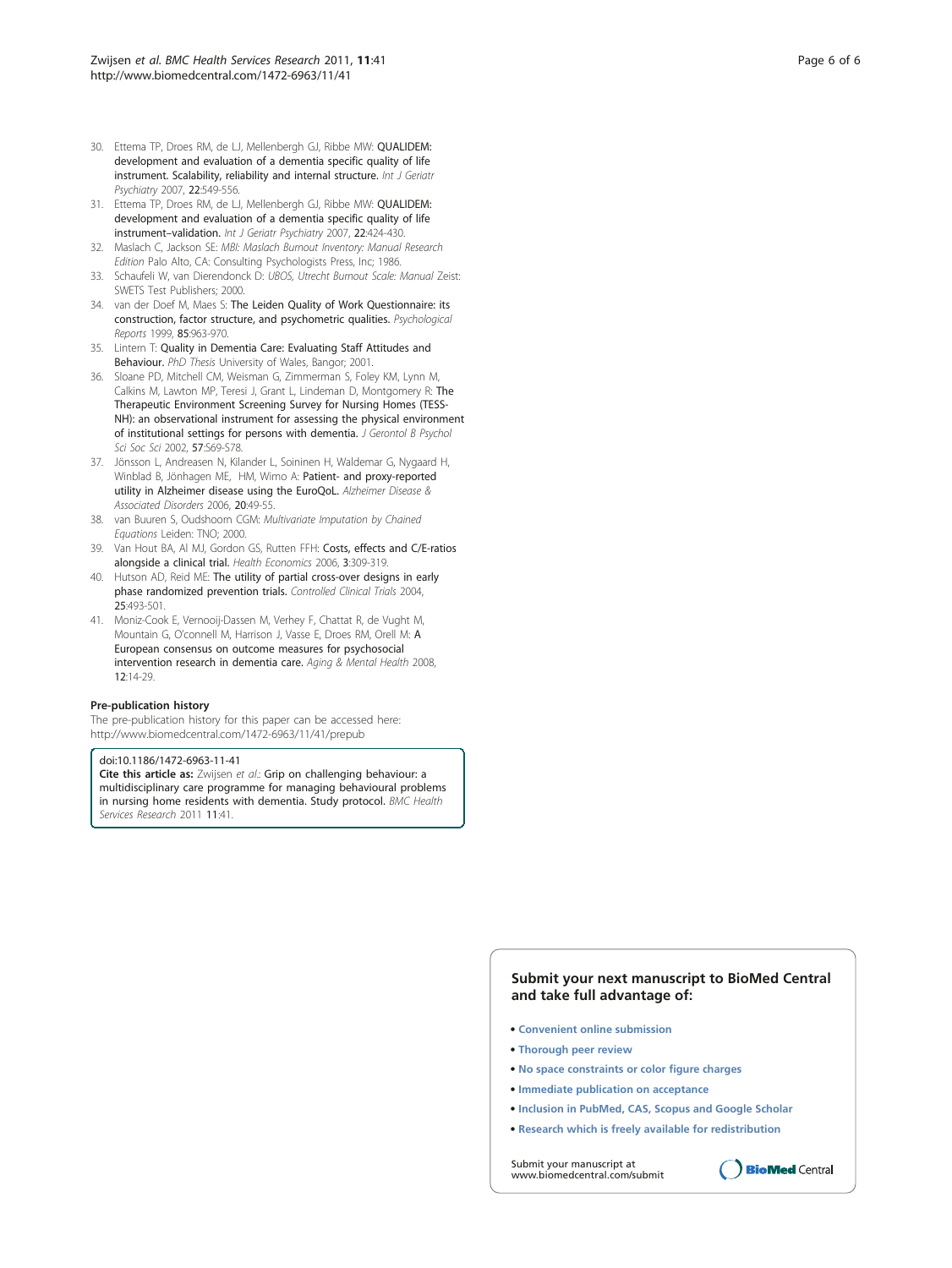30. Ettema TP, Droes RM, de LJ, Mellenbergh GJ, Ribbe MW: **QUALIDEM: development and evaluation of a dementia specific quality of life instrument. Scalability, reliability and internal structure.** *Int J Geriatr Psychiatry* 2007, **22**:549-556.
31. Ettema TP, Droes RM, de LJ, Mellenbergh GJ, Ribbe MW: **QUALIDEM: development and evaluation of a dementia specific quality of life instrument–validation.** *Int J Geriatr Psychiatry* 2007, **22**:424-430.
32. Maslach C, Jackson SE: *MBI: Maslach Burnout Inventory: Manual Research Edition* Palo Alto, CA: Consulting Psychologists Press, Inc; 1986.
33. Schaufeli W, van Dierendonck D: *UBOS, Utrecht Burnout Scale: Manual* Zeist: SWETS Test Publishers; 2000.
34. van der Doef M, Maes S: **The Leiden Quality of Work Questionnaire: its construction, factor structure, and psychometric qualities.** *Psychological Reports* 1999, **85**:963-970.
35. Lintern T: **Quality in Dementia Care: Evaluating Staff Attitudes and Behaviour.** *PhD Thesis* University of Wales, Bangor; 2001.
36. Sloane PD, Mitchell CM, Weisman G, Zimmerman S, Foley KM, Lynn M, Calkins M, Lawton MP, Teresi J, Grant L, Lindeman D, Montgomery R: **The Therapeutic Environment Screening Survey for Nursing Homes (TESS-NH): an observational instrument for assessing the physical environment of institutional settings for persons with dementia.** *J Gerontol B Psychol Sci Soc Sci* 2002, **57**:S69-S78.
37. Jönsson L, Andreasen N, Kilander L, Soininen H, Waldemar G, Nygaard H, Winblad B, Jönhagen ME, HM, Wimo A: **Patient- and proxy-reported utility in Alzheimer disease using the EuroQoL.** *Alzheimer Disease & Associated Disorders* 2006, **20**:49-55.
38. van Buuren S, Oudshoorn CGM: *Multivariate Imputation by Chained Equations* Leiden: TNO; 2000.
39. Van Hout BA, Al MJ, Gordon GS, Rutten FFH: **Costs, effects and C/E-ratios alongside a clinical trial.** *Health Economics* 2006, **3**:309-319.
40. Hutson AD, Reid ME: **The utility of partial cross-over designs in early phase randomized prevention trials.** *Controlled Clinical Trials* 2004, **25**:493-501.
41. Moniz-Cook E, Vernooij-Dassen M, Verhey F, Chattat R, de Vught M, Mountain G, O'connell M, Harrison J, Vasse E, Droes RM, Orell M: **A European consensus on outcome measures for psychosocial intervention research in dementia care.** *Aging & Mental Health* 2008, **12**:14-29.

**Pre-publication history**

The pre-publication history for this paper can be accessed here: http://www.biomedcentral.com/1472-6963/11/41/prepub

doi:10.1186/1472-6963-11-41

**Cite this article as:** Zwijsen *et al.*: Grip on challenging behaviour: a multidisciplinary care programme for managing behavioural problems in nursing home residents with dementia. Study protocol. *BMC Health Services Research* 2011 **11**:41.

**Submit your next manuscript to BioMed Central and take full advantage of:**

- **Convenient online submission**
- **Thorough peer review**
- **No space constraints or color figure charges**
- **Immediate publication on acceptance**
- **Inclusion in PubMed, CAS, Scopus and Google Scholar**
- **Research which is freely available for redistribution**

Submit your manuscript at www.biomedcentral.com/submit

BioMed Central